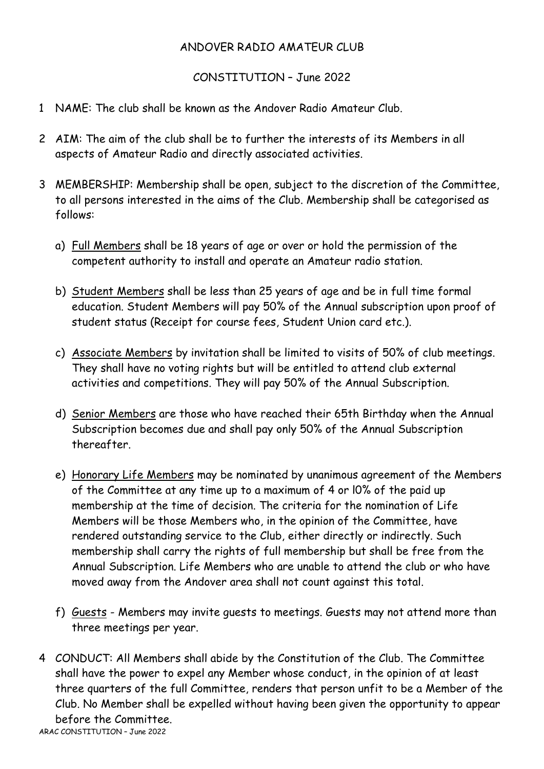# ANDOVER RADIO AMATEUR CLUB

## CONSTITUTION – June 2022

1 NAME: The club shall be known as the Andover Radio Amateur Club.

2 AIM: The aim of the club shall be to further the interests of its Members in all aspects of Amateur Radio and directly associated activities.

3 MEMBERSHIP: Membership shall be open, subject to the discretion of the Committee, to all persons interested in the aims of the Club. Membership shall be categorised as follows:

   a) Full Members shall be 18 years of age or over or hold the permission of the competent authority to install and operate an Amateur radio station.

   b) Student Members shall be less than 25 years of age and be in full time formal education. Student Members will pay 50% of the Annual subscription upon proof of student status (Receipt for course fees, Student Union card etc.).

   c) Associate Members by invitation shall be limited to visits of 50% of club meetings. They shall have no voting rights but will be entitled to attend club external activities and competitions. They will pay 50% of the Annual Subscription.

   d) Senior Members are those who have reached their 65th Birthday when the Annual Subscription becomes due and shall pay only 50% of the Annual Subscription thereafter.

   e) Honorary Life Members may be nominated by unanimous agreement of the Members of the Committee at any time up to a maximum of 4 or l0% of the paid up membership at the time of decision. The criteria for the nomination of Life Members will be those Members who, in the opinion of the Committee, have rendered outstanding service to the Club, either directly or indirectly. Such membership shall carry the rights of full membership but shall be free from the Annual Subscription. Life Members who are unable to attend the club or who have moved away from the Andover area shall not count against this total.

   f) Guests - Members may invite guests to meetings. Guests may not attend more than three meetings per year.

4 CONDUCT: All Members shall abide by the Constitution of the Club. The Committee shall have the power to expel any Member whose conduct, in the opinion of at least three quarters of the full Committee, renders that person unfit to be a Member of the Club. No Member shall be expelled without having been given the opportunity to appear before the Committee.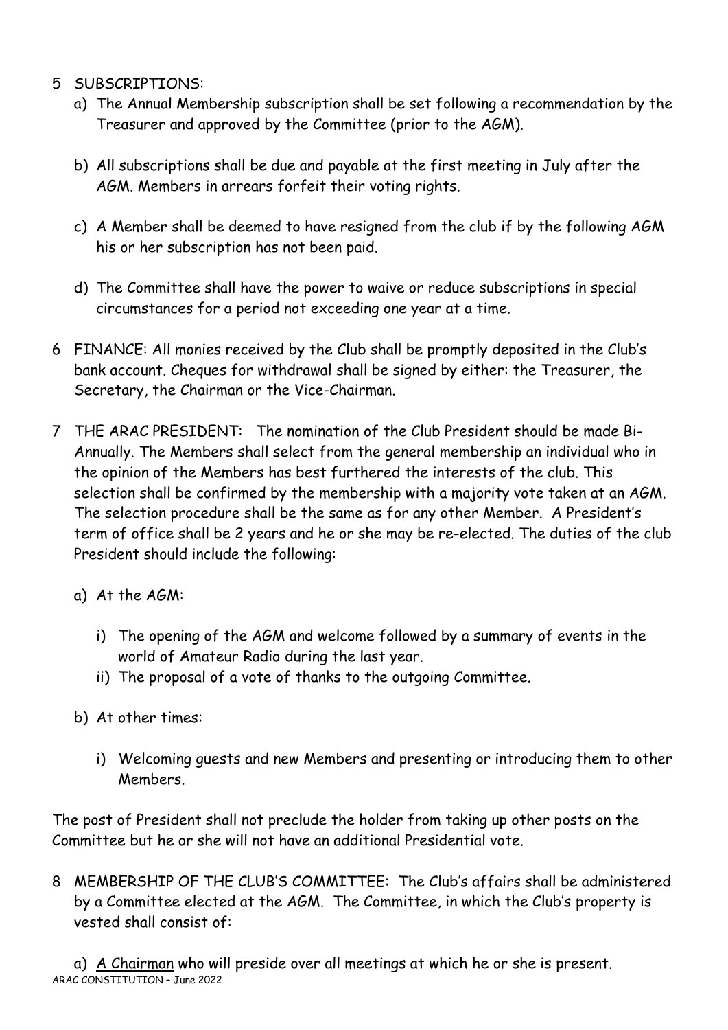5 SUBSCRIPTIONS:

a) The Annual Membership subscription shall be set following a recommendation by the Treasurer and approved by the Committee (prior to the AGM).

b) All subscriptions shall be due and payable at the first meeting in July after the AGM. Members in arrears forfeit their voting rights.

c) A Member shall be deemed to have resigned from the club if by the following AGM his or her subscription has not been paid.

d) The Committee shall have the power to waive or reduce subscriptions in special circumstances for a period not exceeding one year at a time.

6 FINANCE: All monies received by the Club shall be promptly deposited in the Club's bank account. Cheques for withdrawal shall be signed by either: the Treasurer, the Secretary, the Chairman or the Vice-Chairman.

7 THE ARAC PRESIDENT: The nomination of the Club President should be made Bi-Annually. The Members shall select from the general membership an individual who in the opinion of the Members has best furthered the interests of the club. This selection shall be confirmed by the membership with a majority vote taken at an AGM. The selection procedure shall be the same as for any other Member. A President's term of office shall be 2 years and he or she may be re-elected. The duties of the club President should include the following:

a) At the AGM:

i) The opening of the AGM and welcome followed by a summary of events in the world of Amateur Radio during the last year.
ii) The proposal of a vote of thanks to the outgoing Committee.

b) At other times:

i) Welcoming guests and new Members and presenting or introducing them to other Members.

The post of President shall not preclude the holder from taking up other posts on the Committee but he or she will not have an additional Presidential vote.

8 MEMBERSHIP OF THE CLUB'S COMMITTEE: The Club's affairs shall be administered by a Committee elected at the AGM. The Committee, in which the Club's property is vested shall consist of:

a) <u>A Chairman</u> who will preside over all meetings at which he or she is present.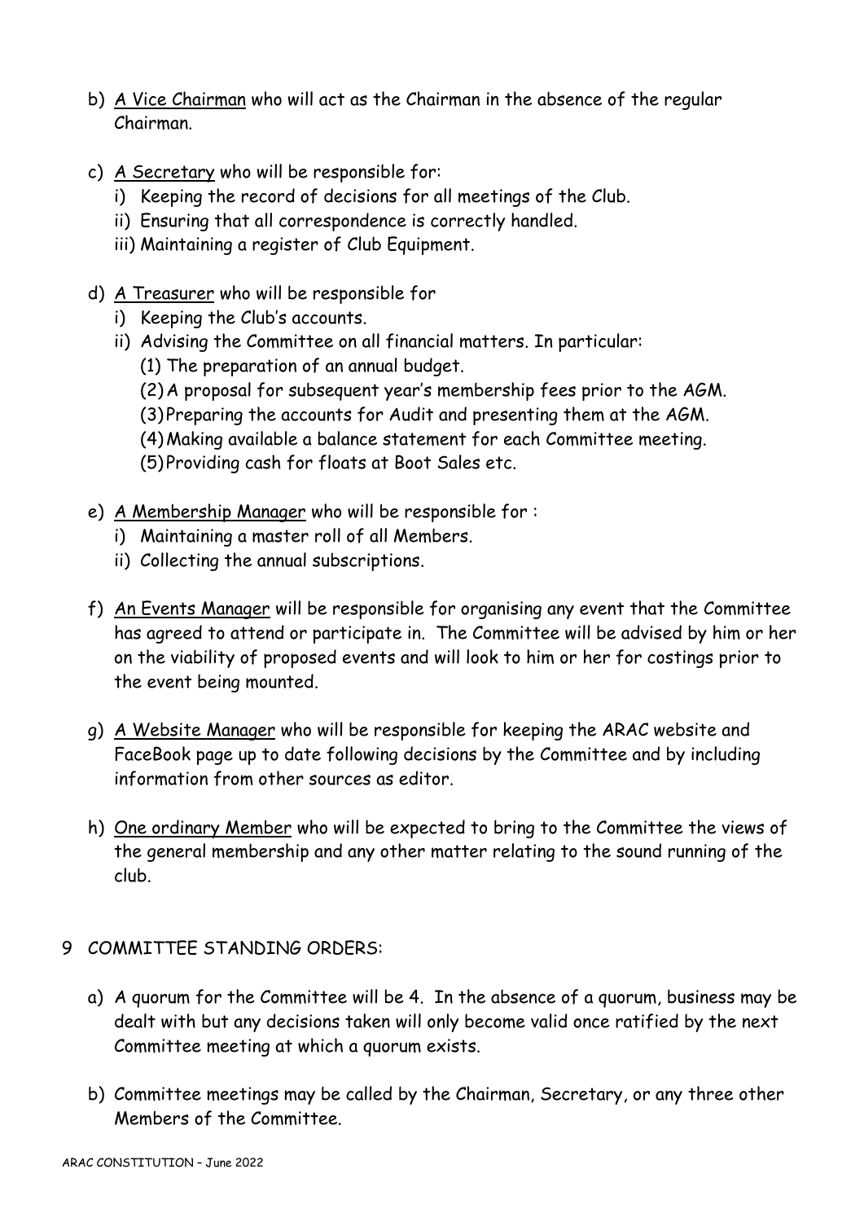b) <u>A Vice Chairman</u> who will act as the Chairman in the absence of the regular Chairman.

c) <u>A Secretary</u> who will be responsible for:
   i) Keeping the record of decisions for all meetings of the Club.
   ii) Ensuring that all correspondence is correctly handled.
   iii) Maintaining a register of Club Equipment.

d) <u>A Treasurer</u> who will be responsible for
   i) Keeping the Club's accounts.
   ii) Advising the Committee on all financial matters. In particular:
      (1) The preparation of an annual budget.
      (2) A proposal for subsequent year's membership fees prior to the AGM.
      (3) Preparing the accounts for Audit and presenting them at the AGM.
      (4) Making available a balance statement for each Committee meeting.
      (5) Providing cash for floats at Boot Sales etc.

e) <u>A Membership Manager</u> who will be responsible for :
   i) Maintaining a master roll of all Members.
   ii) Collecting the annual subscriptions.

f) <u>An Events Manager</u> will be responsible for organising any event that the Committee has agreed to attend or participate in. The Committee will be advised by him or her on the viability of proposed events and will look to him or her for costings prior to the event being mounted.

g) <u>A Website Manager</u> who will be responsible for keeping the ARAC website and FaceBook page up to date following decisions by the Committee and by including information from other sources as editor.

h) <u>One ordinary Member</u> who will be expected to bring to the Committee the views of the general membership and any other matter relating to the sound running of the club.

## 9 COMMITTEE STANDING ORDERS:

a) A quorum for the Committee will be 4. In the absence of a quorum, business may be dealt with but any decisions taken will only become valid once ratified by the next Committee meeting at which a quorum exists.

b) Committee meetings may be called by the Chairman, Secretary, or any three other Members of the Committee.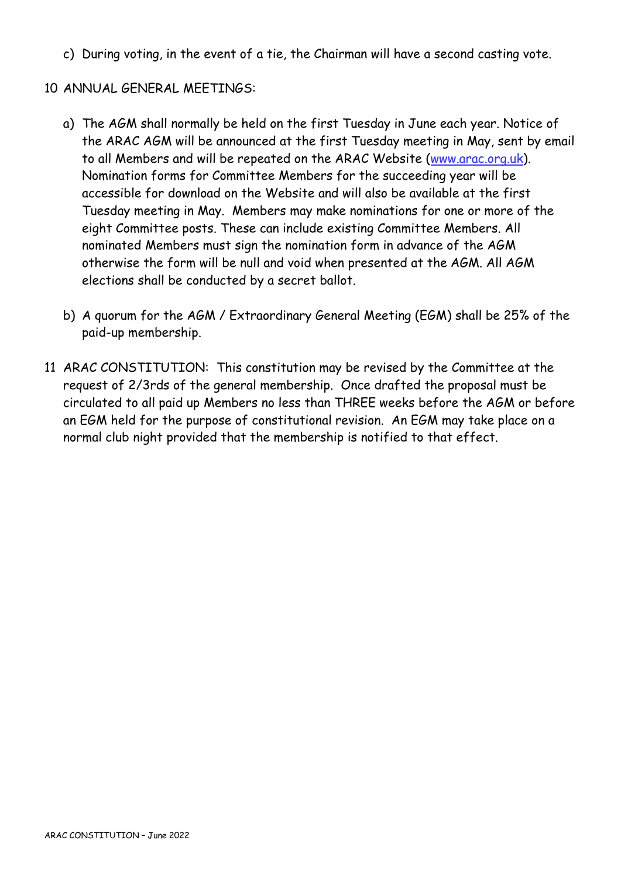c) During voting, in the event of a tie, the Chairman will have a second casting vote.

10 ANNUAL GENERAL MEETINGS:

a) The AGM shall normally be held on the first Tuesday in June each year. Notice of the ARAC AGM will be announced at the first Tuesday meeting in May, sent by email to all Members and will be repeated on the ARAC Website (www.arac.org.uk). Nomination forms for Committee Members for the succeeding year will be accessible for download on the Website and will also be available at the first Tuesday meeting in May. Members may make nominations for one or more of the eight Committee posts. These can include existing Committee Members. All nominated Members must sign the nomination form in advance of the AGM otherwise the form will be null and void when presented at the AGM. All AGM elections shall be conducted by a secret ballot.

b) A quorum for the AGM / Extraordinary General Meeting (EGM) shall be 25% of the paid-up membership.

11 ARAC CONSTITUTION: This constitution may be revised by the Committee at the request of 2/3rds of the general membership. Once drafted the proposal must be circulated to all paid up Members no less than THREE weeks before the AGM or before an EGM held for the purpose of constitutional revision. An EGM may take place on a normal club night provided that the membership is notified to that effect.